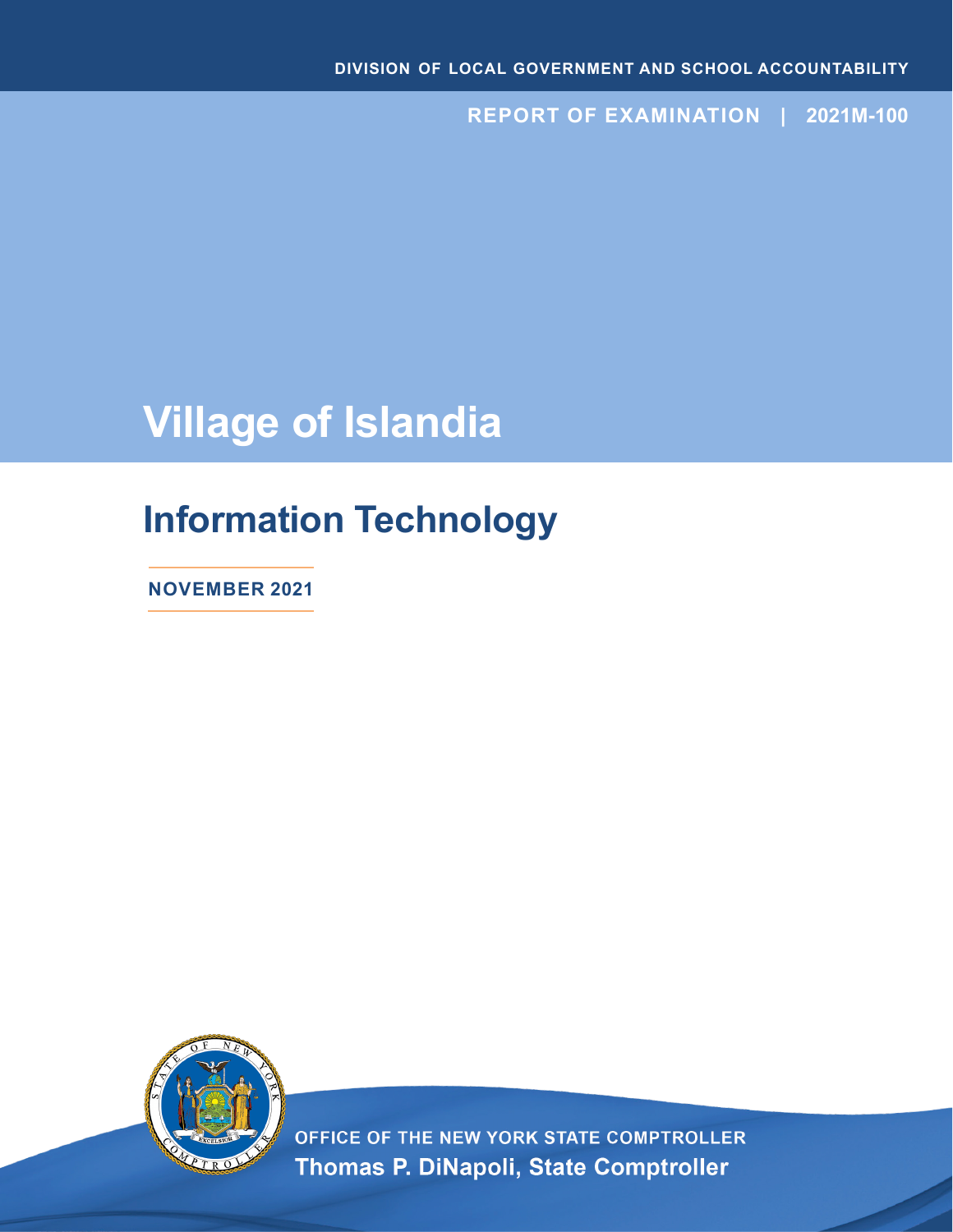DIVISION OF LOCAL GOVERNMENT AND SCHOOL ACCOUNTABILITY

REPORT OF EXAMINATION | 2021M-100

# Village of Islandia

## Information Technology

**NOVEMBER 2021**

OFFICE OF THE NEW YORK STATE COMPTROLLER

**Thomas P. DiNapoli, State Comptroller**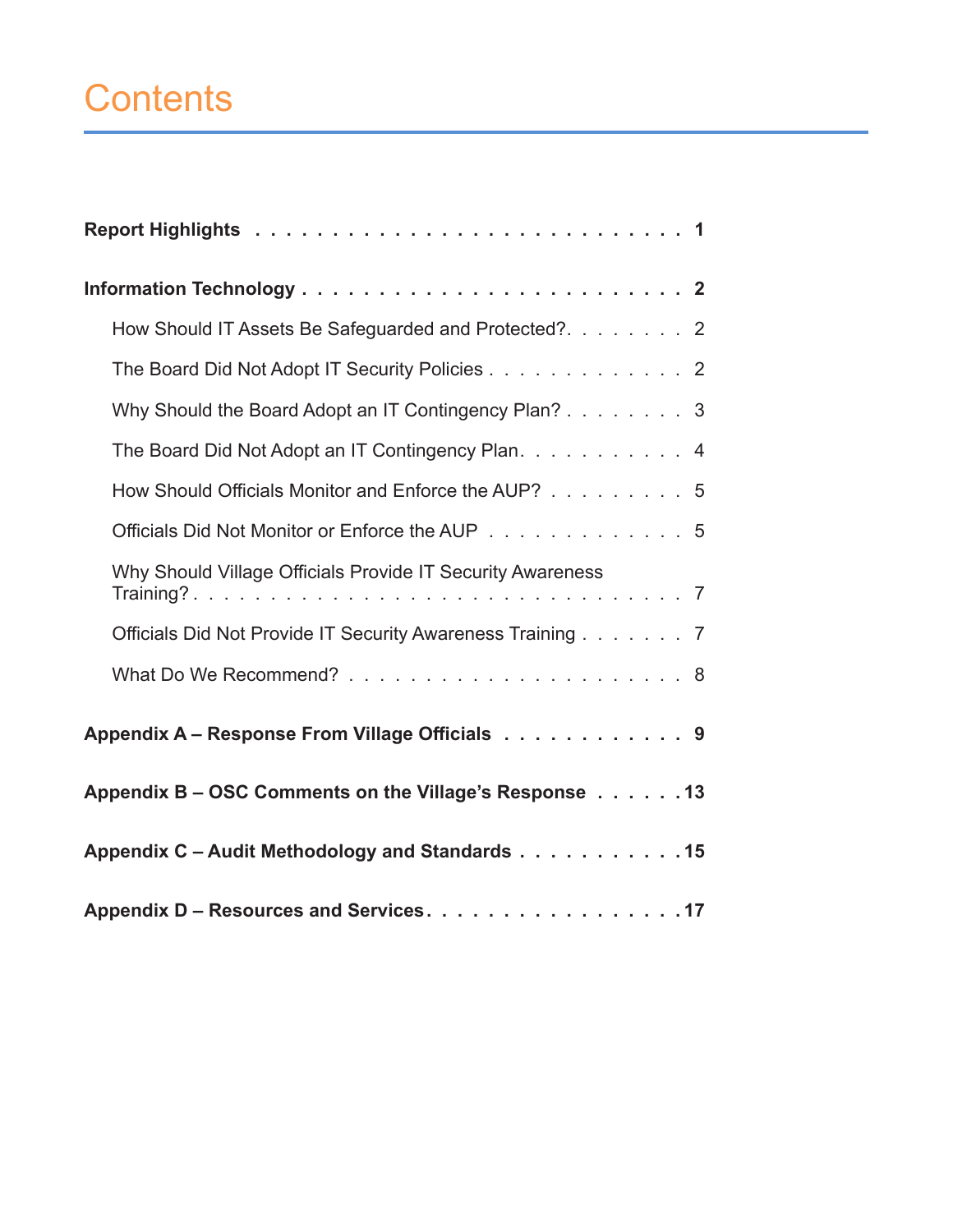# Contents

**Report Highlights** . . . . . . . . . . . . . . . . . . . . . . . . . . . . 1

**Information Technology** . . . . . . . . . . . . . . . . . . . . . . . . . 2

- How Should IT Assets Be Safeguarded and Protected? . . . . . . . . 2
- The Board Did Not Adopt IT Security Policies . . . . . . . . . . . . . 2
- Why Should the Board Adopt an IT Contingency Plan? . . . . . . . . 3
- The Board Did Not Adopt an IT Contingency Plan . . . . . . . . . . . 4
- How Should Officials Monitor and Enforce the AUP? . . . . . . . . . 5
- Officials Did Not Monitor or Enforce the AUP . . . . . . . . . . . . . 5
- Why Should Village Officials Provide IT Security Awareness Training? . . . . . . . . . . . . . . . . . . . . . . . . . . . . . . . . 7
- Officials Did Not Provide IT Security Awareness Training . . . . . . . 7
- What Do We Recommend? . . . . . . . . . . . . . . . . . . . . . . 8

**Appendix A – Response From Village Officials** . . . . . . . . . . . . 9

**Appendix B – OSC Comments on the Village's Response** . . . . . . 13

**Appendix C – Audit Methodology and Standards** . . . . . . . . . . . 15

**Appendix D – Resources and Services** . . . . . . . . . . . . . . . . . 17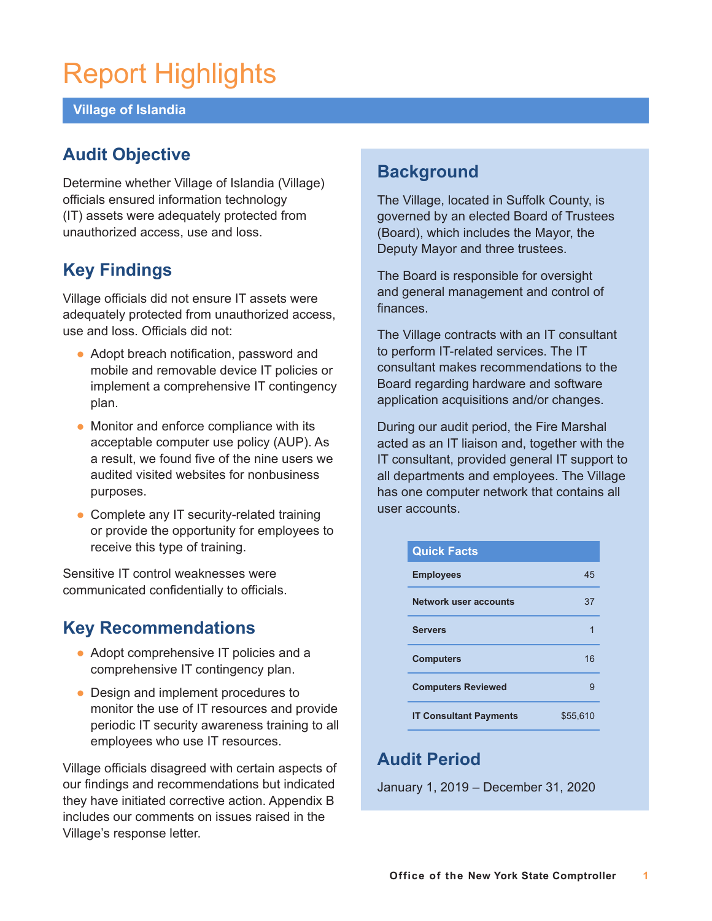# Report Highlights

**Village of Islandia**

## Audit Objective

Determine whether Village of Islandia (Village) officials ensured information technology (IT) assets were adequately protected from unauthorized access, use and loss.

## Key Findings

Village officials did not ensure IT assets were adequately protected from unauthorized access, use and loss. Officials did not:

- Adopt breach notification, password and mobile and removable device IT policies or implement a comprehensive IT contingency plan.
- Monitor and enforce compliance with its acceptable computer use policy (AUP). As a result, we found five of the nine users we audited visited websites for nonbusiness purposes.
- Complete any IT security-related training or provide the opportunity for employees to receive this type of training.

Sensitive IT control weaknesses were communicated confidentially to officials.

## Key Recommendations

- Adopt comprehensive IT policies and a comprehensive IT contingency plan.
- Design and implement procedures to monitor the use of IT resources and provide periodic IT security awareness training to all employees who use IT resources.

Village officials disagreed with certain aspects of our findings and recommendations but indicated they have initiated corrective action. Appendix B includes our comments on issues raised in the Village's response letter.

## Background

The Village, located in Suffolk County, is governed by an elected Board of Trustees (Board), which includes the Mayor, the Deputy Mayor and three trustees.

The Board is responsible for oversight and general management and control of finances.

The Village contracts with an IT consultant to perform IT-related services. The IT consultant makes recommendations to the Board regarding hardware and software application acquisitions and/or changes.

During our audit period, the Fire Marshal acted as an IT liaison and, together with the IT consultant, provided general IT support to all departments and employees. The Village has one computer network that contains all user accounts.

| Quick Facts | |
|---|---|
| Employees | 45 |
| Network user accounts | 37 |
| Servers | 1 |
| Computers | 16 |
| Computers Reviewed | 9 |
| IT Consultant Payments | $55,610 |

## Audit Period

January 1, 2019 – December 31, 2020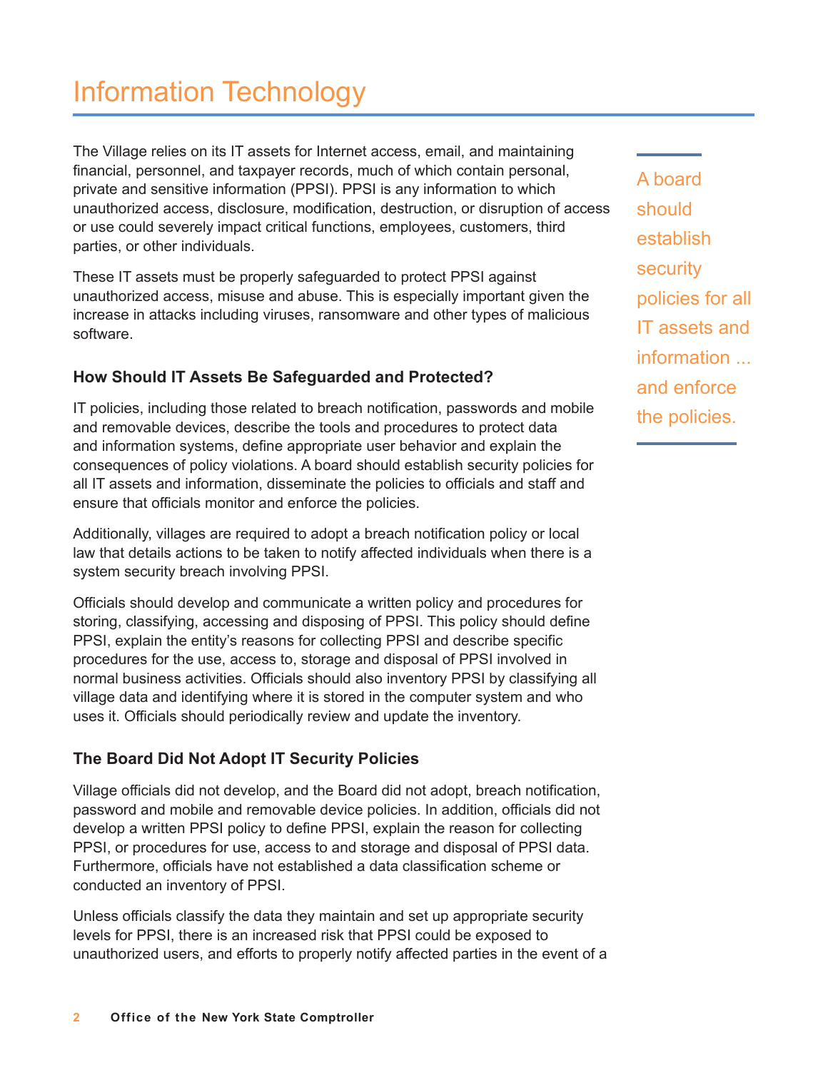# Information Technology

The Village relies on its IT assets for Internet access, email, and maintaining financial, personnel, and taxpayer records, much of which contain personal, private and sensitive information (PPSI). PPSI is any information to which unauthorized access, disclosure, modification, destruction, or disruption of access or use could severely impact critical functions, employees, customers, third parties, or other individuals.

These IT assets must be properly safeguarded to protect PPSI against unauthorized access, misuse and abuse. This is especially important given the increase in attacks including viruses, ransomware and other types of malicious software.

A board should establish security policies for all IT assets and information ... and enforce the policies.

### How Should IT Assets Be Safeguarded and Protected?

IT policies, including those related to breach notification, passwords and mobile and removable devices, describe the tools and procedures to protect data and information systems, define appropriate user behavior and explain the consequences of policy violations. A board should establish security policies for all IT assets and information, disseminate the policies to officials and staff and ensure that officials monitor and enforce the policies.

Additionally, villages are required to adopt a breach notification policy or local law that details actions to be taken to notify affected individuals when there is a system security breach involving PPSI.

Officials should develop and communicate a written policy and procedures for storing, classifying, accessing and disposing of PPSI. This policy should define PPSI, explain the entity's reasons for collecting PPSI and describe specific procedures for the use, access to, storage and disposal of PPSI involved in normal business activities. Officials should also inventory PPSI by classifying all village data and identifying where it is stored in the computer system and who uses it. Officials should periodically review and update the inventory.

### The Board Did Not Adopt IT Security Policies

Village officials did not develop, and the Board did not adopt, breach notification, password and mobile and removable device policies. In addition, officials did not develop a written PPSI policy to define PPSI, explain the reason for collecting PPSI, or procedures for use, access to and storage and disposal of PPSI data. Furthermore, officials have not established a data classification scheme or conducted an inventory of PPSI.

Unless officials classify the data they maintain and set up appropriate security levels for PPSI, there is an increased risk that PPSI could be exposed to unauthorized users, and efforts to properly notify affected parties in the event of a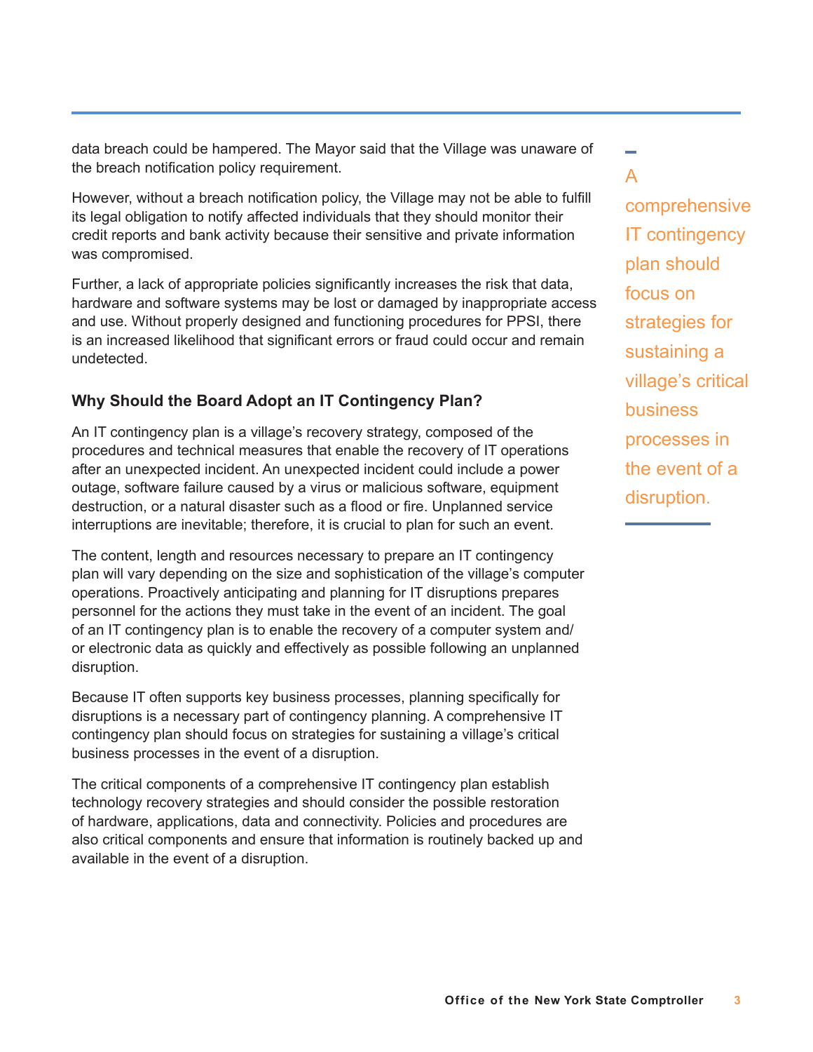data breach could be hampered. The Mayor said that the Village was unaware of the breach notification policy requirement.

However, without a breach notification policy, the Village may not be able to fulfill its legal obligation to notify affected individuals that they should monitor their credit reports and bank activity because their sensitive and private information was compromised.

Further, a lack of appropriate policies significantly increases the risk that data, hardware and software systems may be lost or damaged by inappropriate access and use. Without properly designed and functioning procedures for PPSI, there is an increased likelihood that significant errors or fraud could occur and remain undetected.

### Why Should the Board Adopt an IT Contingency Plan?

An IT contingency plan is a village's recovery strategy, composed of the procedures and technical measures that enable the recovery of IT operations after an unexpected incident. An unexpected incident could include a power outage, software failure caused by a virus or malicious software, equipment destruction, or a natural disaster such as a flood or fire. Unplanned service interruptions are inevitable; therefore, it is crucial to plan for such an event.

The content, length and resources necessary to prepare an IT contingency plan will vary depending on the size and sophistication of the village's computer operations. Proactively anticipating and planning for IT disruptions prepares personnel for the actions they must take in the event of an incident. The goal of an IT contingency plan is to enable the recovery of a computer system and/or electronic data as quickly and effectively as possible following an unplanned disruption.

Because IT often supports key business processes, planning specifically for disruptions is a necessary part of contingency planning. A comprehensive IT contingency plan should focus on strategies for sustaining a village's critical business processes in the event of a disruption.

The critical components of a comprehensive IT contingency plan establish technology recovery strategies and should consider the possible restoration of hardware, applications, data and connectivity. Policies and procedures are also critical components and ensure that information is routinely backed up and available in the event of a disruption.

> A comprehensive IT contingency plan should focus on strategies for sustaining a village's critical business processes in the event of a disruption.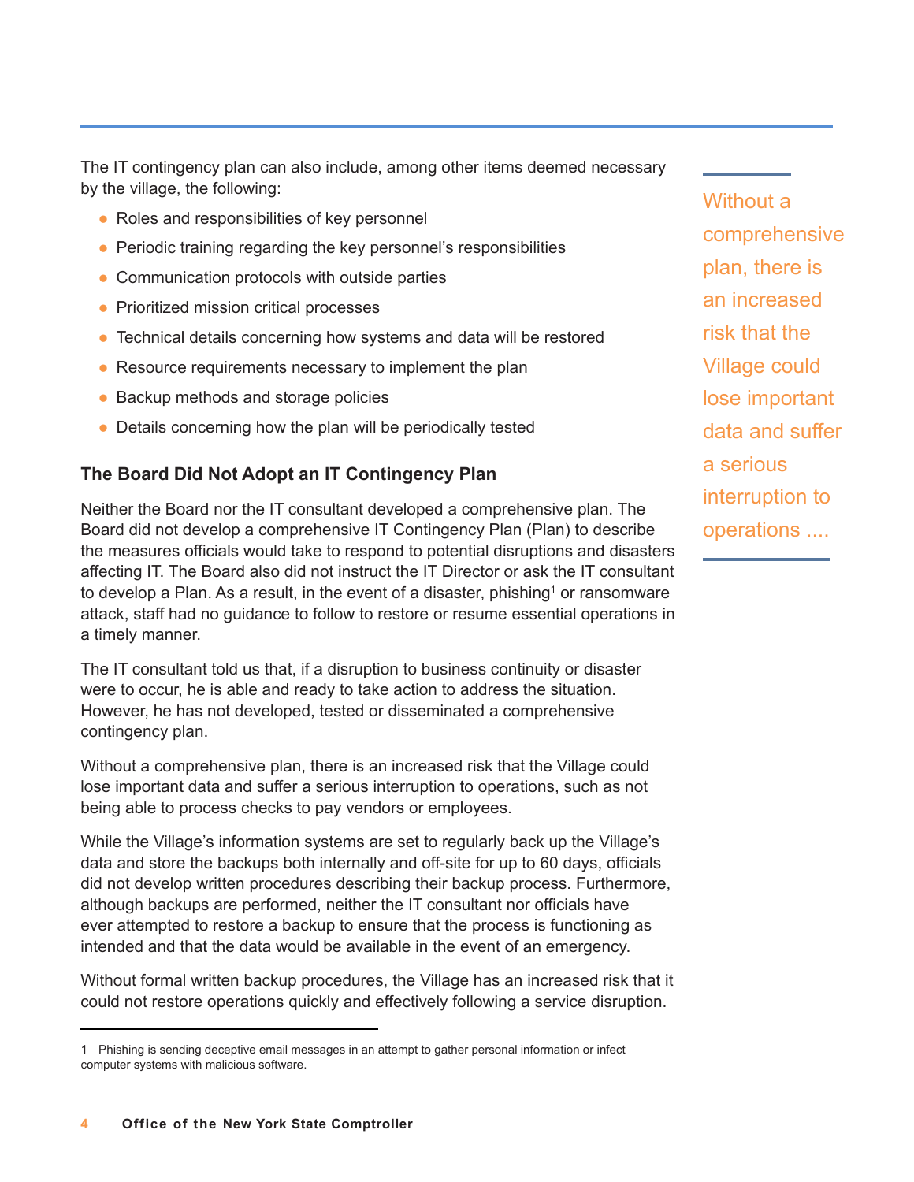The IT contingency plan can also include, among other items deemed necessary by the village, the following:

- Roles and responsibilities of key personnel
- Periodic training regarding the key personnel's responsibilities
- Communication protocols with outside parties
- Prioritized mission critical processes
- Technical details concerning how systems and data will be restored
- Resource requirements necessary to implement the plan
- Backup methods and storage policies
- Details concerning how the plan will be periodically tested

### The Board Did Not Adopt an IT Contingency Plan

Neither the Board nor the IT consultant developed a comprehensive plan. The Board did not develop a comprehensive IT Contingency Plan (Plan) to describe the measures officials would take to respond to potential disruptions and disasters affecting IT. The Board also did not instruct the IT Director or ask the IT consultant to develop a Plan. As a result, in the event of a disaster, phishing[1] or ransomware attack, staff had no guidance to follow to restore or resume essential operations in a timely manner.

The IT consultant told us that, if a disruption to business continuity or disaster were to occur, he is able and ready to take action to address the situation. However, he has not developed, tested or disseminated a comprehensive contingency plan.

Without a comprehensive plan, there is an increased risk that the Village could lose important data and suffer a serious interruption to operations, such as not being able to process checks to pay vendors or employees.

While the Village's information systems are set to regularly back up the Village's data and store the backups both internally and off-site for up to 60 days, officials did not develop written procedures describing their backup process. Furthermore, although backups are performed, neither the IT consultant nor officials have ever attempted to restore a backup to ensure that the process is functioning as intended and that the data would be available in the event of an emergency.

Without formal written backup procedures, the Village has an increased risk that it could not restore operations quickly and effectively following a service disruption.

> Without a comprehensive plan, there is an increased risk that the Village could lose important data and suffer a serious interruption to operations ....

---

1 Phishing is sending deceptive email messages in an attempt to gather personal information or infect computer systems with malicious software.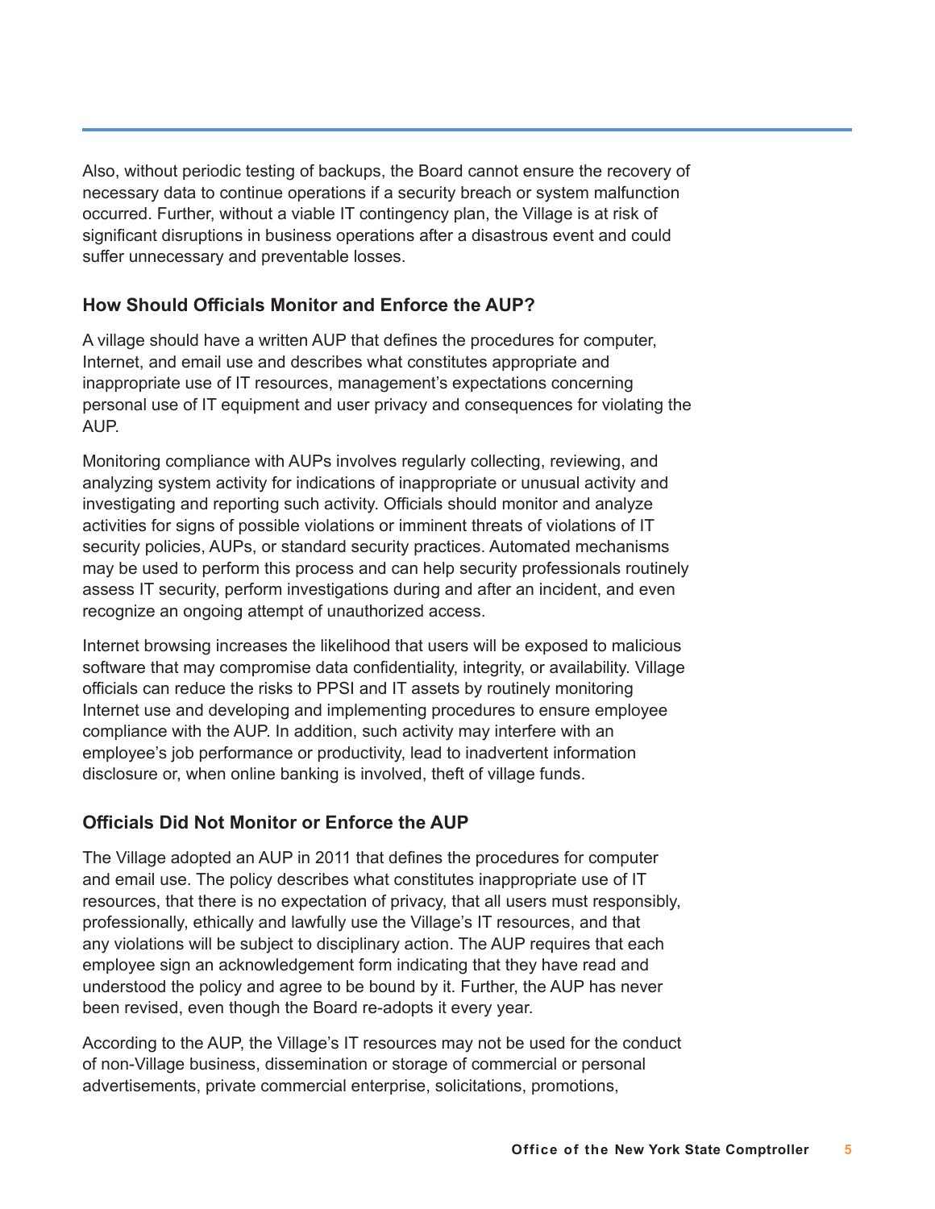Also, without periodic testing of backups, the Board cannot ensure the recovery of necessary data to continue operations if a security breach or system malfunction occurred. Further, without a viable IT contingency plan, the Village is at risk of significant disruptions in business operations after a disastrous event and could suffer unnecessary and preventable losses.

### How Should Officials Monitor and Enforce the AUP?

A village should have a written AUP that defines the procedures for computer, Internet, and email use and describes what constitutes appropriate and inappropriate use of IT resources, management's expectations concerning personal use of IT equipment and user privacy and consequences for violating the AUP.

Monitoring compliance with AUPs involves regularly collecting, reviewing, and analyzing system activity for indications of inappropriate or unusual activity and investigating and reporting such activity. Officials should monitor and analyze activities for signs of possible violations or imminent threats of violations of IT security policies, AUPs, or standard security practices. Automated mechanisms may be used to perform this process and can help security professionals routinely assess IT security, perform investigations during and after an incident, and even recognize an ongoing attempt of unauthorized access.

Internet browsing increases the likelihood that users will be exposed to malicious software that may compromise data confidentiality, integrity, or availability. Village officials can reduce the risks to PPSI and IT assets by routinely monitoring Internet use and developing and implementing procedures to ensure employee compliance with the AUP. In addition, such activity may interfere with an employee's job performance or productivity, lead to inadvertent information disclosure or, when online banking is involved, theft of village funds.

### Officials Did Not Monitor or Enforce the AUP

The Village adopted an AUP in 2011 that defines the procedures for computer and email use. The policy describes what constitutes inappropriate use of IT resources, that there is no expectation of privacy, that all users must responsibly, professionally, ethically and lawfully use the Village's IT resources, and that any violations will be subject to disciplinary action. The AUP requires that each employee sign an acknowledgement form indicating that they have read and understood the policy and agree to be bound by it. Further, the AUP has never been revised, even though the Board re-adopts it every year.

According to the AUP, the Village's IT resources may not be used for the conduct of non-Village business, dissemination or storage of commercial or personal advertisements, private commercial enterprise, solicitations, promotions,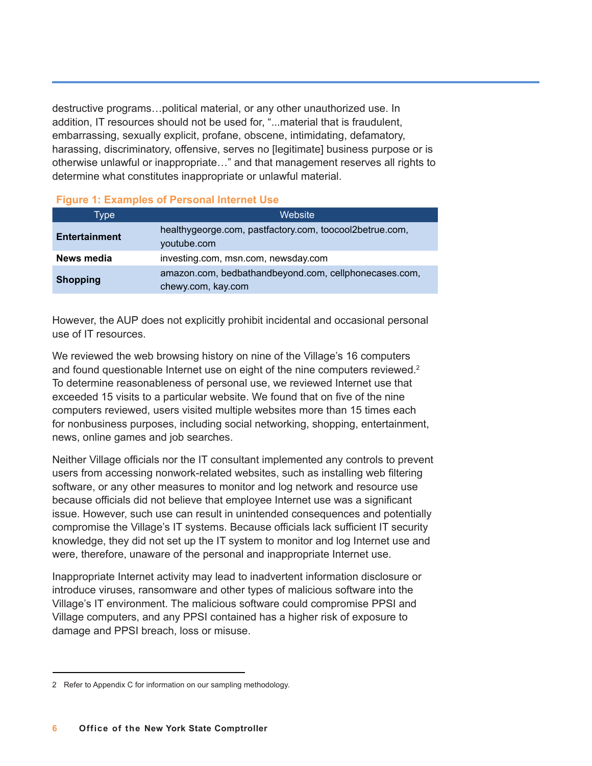destructive programs…political material, or any other unauthorized use. In addition, IT resources should not be used for, "...material that is fraudulent, embarrassing, sexually explicit, profane, obscene, intimidating, defamatory, harassing, discriminatory, offensive, serves no [legitimate] business purpose or is otherwise unlawful or inappropriate…" and that management reserves all rights to determine what constitutes inappropriate or unlawful material.

**Figure 1: Examples of Personal Internet Use**

| Type | Website |
|---|---|
| **Entertainment** | healthygeorge.com, pastfactory.com, toocool2betrue.com, youtube.com |
| **News media** | investing.com, msn.com, newsday.com |
| **Shopping** | amazon.com, bedbathandbeyond.com, cellphonecases.com, chewy.com, kay.com |

However, the AUP does not explicitly prohibit incidental and occasional personal use of IT resources.

We reviewed the web browsing history on nine of the Village's 16 computers and found questionable Internet use on eight of the nine computers reviewed.[2] To determine reasonableness of personal use, we reviewed Internet use that exceeded 15 visits to a particular website. We found that on five of the nine computers reviewed, users visited multiple websites more than 15 times each for nonbusiness purposes, including social networking, shopping, entertainment, news, online games and job searches.

Neither Village officials nor the IT consultant implemented any controls to prevent users from accessing nonwork-related websites, such as installing web filtering software, or any other measures to monitor and log network and resource use because officials did not believe that employee Internet use was a significant issue. However, such use can result in unintended consequences and potentially compromise the Village's IT systems. Because officials lack sufficient IT security knowledge, they did not set up the IT system to monitor and log Internet use and were, therefore, unaware of the personal and inappropriate Internet use.

Inappropriate Internet activity may lead to inadvertent information disclosure or introduce viruses, ransomware and other types of malicious software into the Village's IT environment. The malicious software could compromise PPSI and Village computers, and any PPSI contained has a higher risk of exposure to damage and PPSI breach, loss or misuse.

---

2 Refer to Appendix C for information on our sampling methodology.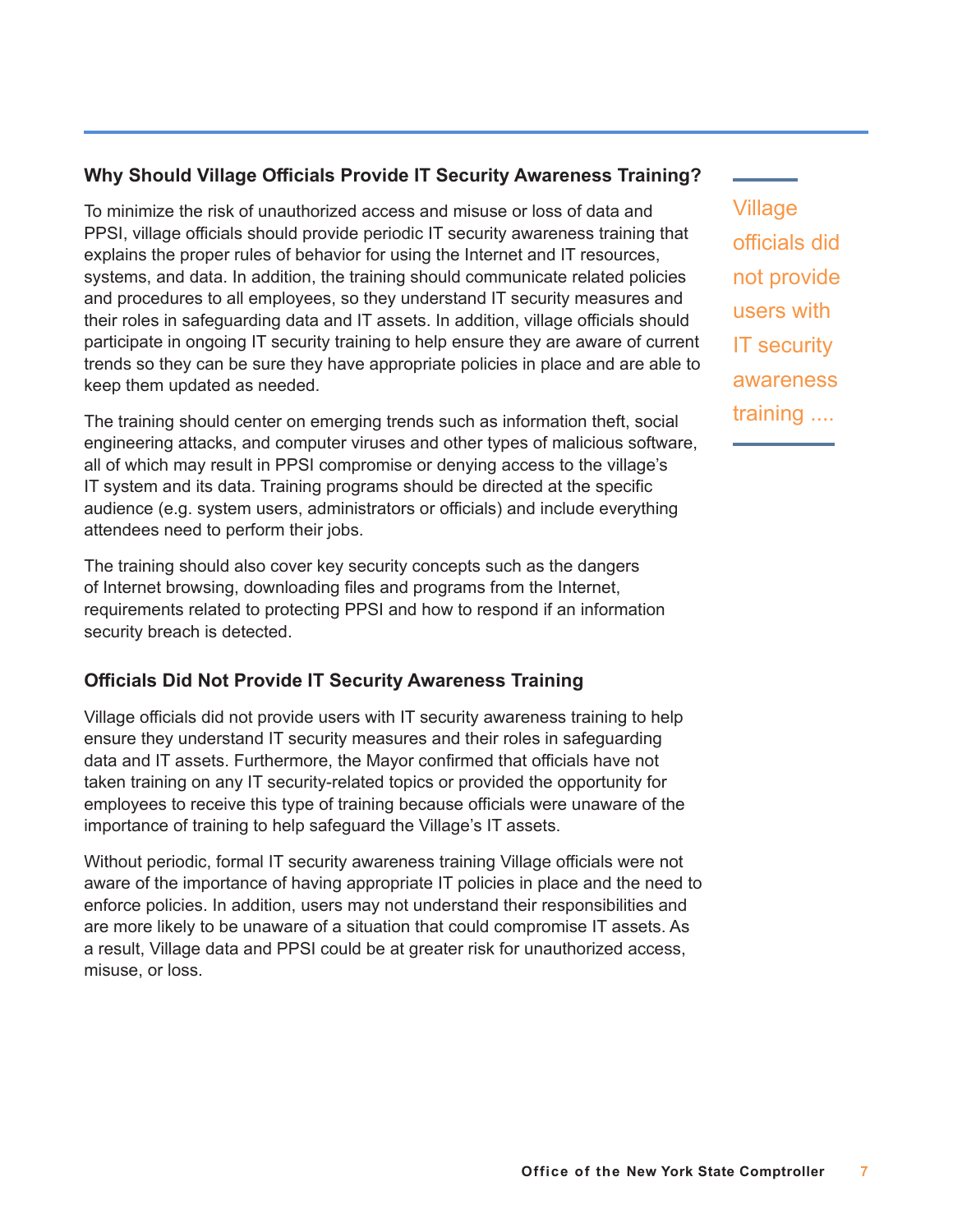## Why Should Village Officials Provide IT Security Awareness Training?

To minimize the risk of unauthorized access and misuse or loss of data and PPSI, village officials should provide periodic IT security awareness training that explains the proper rules of behavior for using the Internet and IT resources, systems, and data. In addition, the training should communicate related policies and procedures to all employees, so they understand IT security measures and their roles in safeguarding data and IT assets. In addition, village officials should participate in ongoing IT security training to help ensure they are aware of current trends so they can be sure they have appropriate policies in place and are able to keep them updated as needed.

The training should center on emerging trends such as information theft, social engineering attacks, and computer viruses and other types of malicious software, all of which may result in PPSI compromise or denying access to the village's IT system and its data. Training programs should be directed at the specific audience (e.g. system users, administrators or officials) and include everything attendees need to perform their jobs.

The training should also cover key security concepts such as the dangers of Internet browsing, downloading files and programs from the Internet, requirements related to protecting PPSI and how to respond if an information security breach is detected.

Village officials did not provide users with IT security awareness training ....

## Officials Did Not Provide IT Security Awareness Training

Village officials did not provide users with IT security awareness training to help ensure they understand IT security measures and their roles in safeguarding data and IT assets. Furthermore, the Mayor confirmed that officials have not taken training on any IT security-related topics or provided the opportunity for employees to receive this type of training because officials were unaware of the importance of training to help safeguard the Village's IT assets.

Without periodic, formal IT security awareness training Village officials were not aware of the importance of having appropriate IT policies in place and the need to enforce policies. In addition, users may not understand their responsibilities and are more likely to be unaware of a situation that could compromise IT assets. As a result, Village data and PPSI could be at greater risk for unauthorized access, misuse, or loss.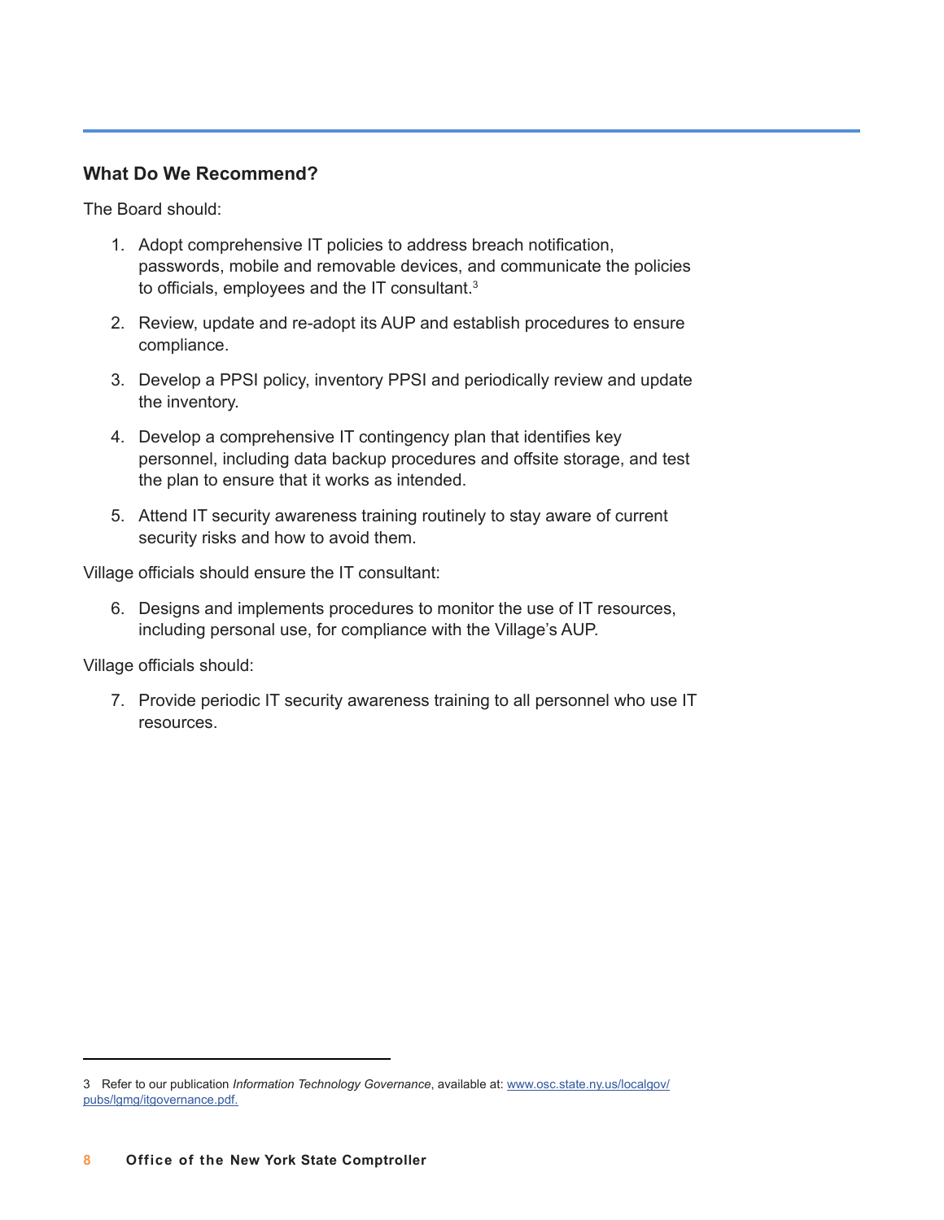### What Do We Recommend?

The Board should:

1. Adopt comprehensive IT policies to address breach notification, passwords, mobile and removable devices, and communicate the policies to officials, employees and the IT consultant.[3]

2. Review, update and re-adopt its AUP and establish procedures to ensure compliance.

3. Develop a PPSI policy, inventory PPSI and periodically review and update the inventory.

4. Develop a comprehensive IT contingency plan that identifies key personnel, including data backup procedures and offsite storage, and test the plan to ensure that it works as intended.

5. Attend IT security awareness training routinely to stay aware of current security risks and how to avoid them.

Village officials should ensure the IT consultant:

6. Designs and implements procedures to monitor the use of IT resources, including personal use, for compliance with the Village's AUP.

Village officials should:

7. Provide periodic IT security awareness training to all personnel who use IT resources.

---

3 Refer to our publication *Information Technology Governance*, available at: www.osc.state.ny.us/localgov/pubs/lgmg/itgovernance.pdf.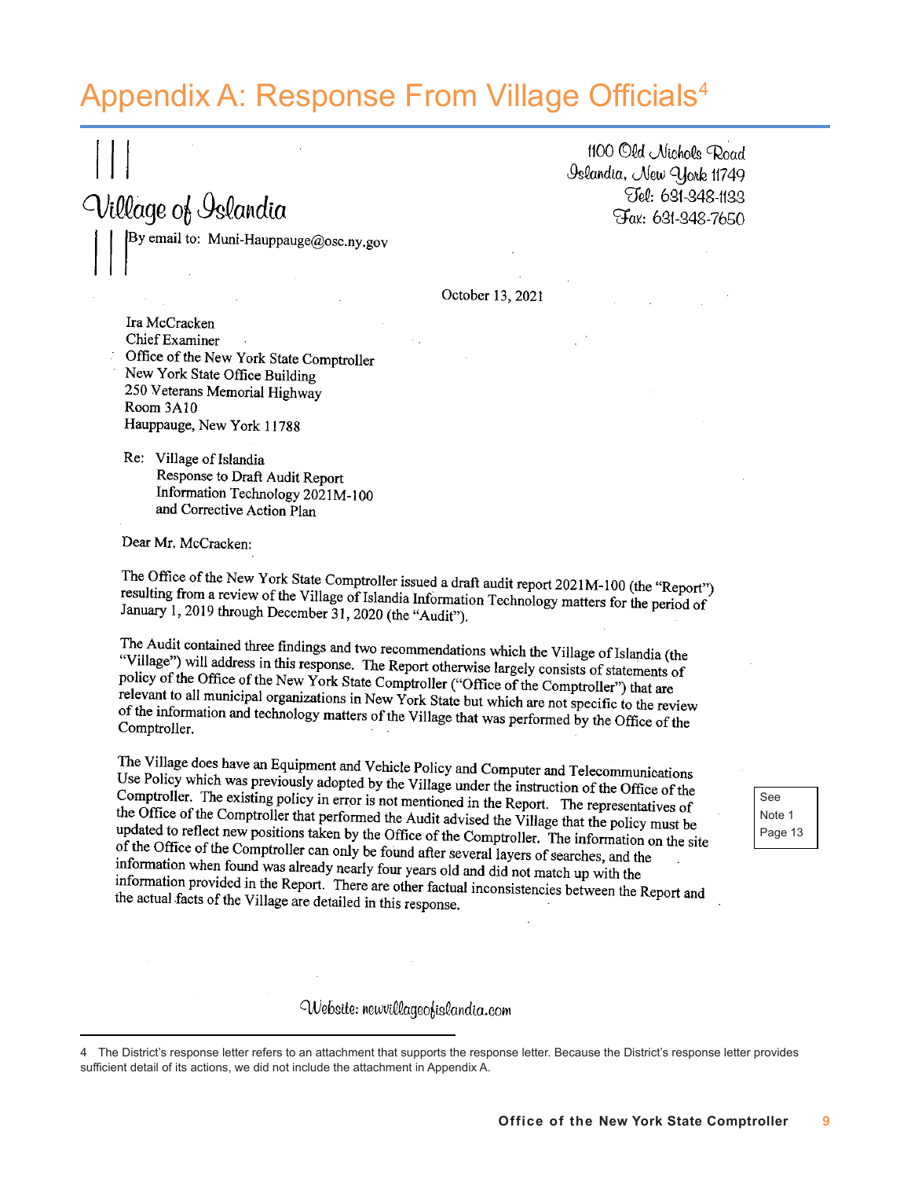# Appendix A: Response From Village Officials[4]

Village of Islandia

1100 Old Nichols Road
Islandia, New York 11749
Tel: 631-348-1133
Fax: 631-348-7650

By email to: Muni-Hauppauge@osc.ny.gov

October 13, 2021

Ira McCracken
Chief Examiner
Office of the New York State Comptroller
New York State Office Building
250 Veterans Memorial Highway
Room 3A10
Hauppauge, New York 11788

Re: Village of Islandia
Response to Draft Audit Report
Information Technology 2021M-100
and Corrective Action Plan

Dear Mr. McCracken:

The Office of the New York State Comptroller issued a draft audit report 2021M-100 (the "Report") resulting from a review of the Village of Islandia Information Technology matters for the period of January 1, 2019 through December 31, 2020 (the "Audit").

The Audit contained three findings and two recommendations which the Village of Islandia (the "Village") will address in this response. The Report otherwise largely consists of statements of policy of the Office of the New York State Comptroller ("Office of the Comptroller") that are relevant to all municipal organizations in New York State but which are not specific to the review of the information and technology matters of the Village that was performed by the Office of the Comptroller.

The Village does have an Equipment and Vehicle Policy and Computer and Telecommunications Use Policy which was previously adopted by the Village under the instruction of the Office of the Comptroller. The existing policy in error is not mentioned in the Report. The representatives of the Office of the Comptroller that performed the Audit advised the Village that the policy must be updated to reflect new positions taken by the Office of the Comptroller. The information on the site of the Office of the Comptroller can only be found after several layers of searches, and the information when found was already nearly four years old and did not match up with the information provided in the Report. There are other factual inconsistencies between the Report and the actual facts of the Village are detailed in this response.

See Note 1 Page 13

Website: newvillageofislandia.com

4 The District's response letter refers to an attachment that supports the response letter. Because the District's response letter provides sufficient detail of its actions, we did not include the attachment in Appendix A.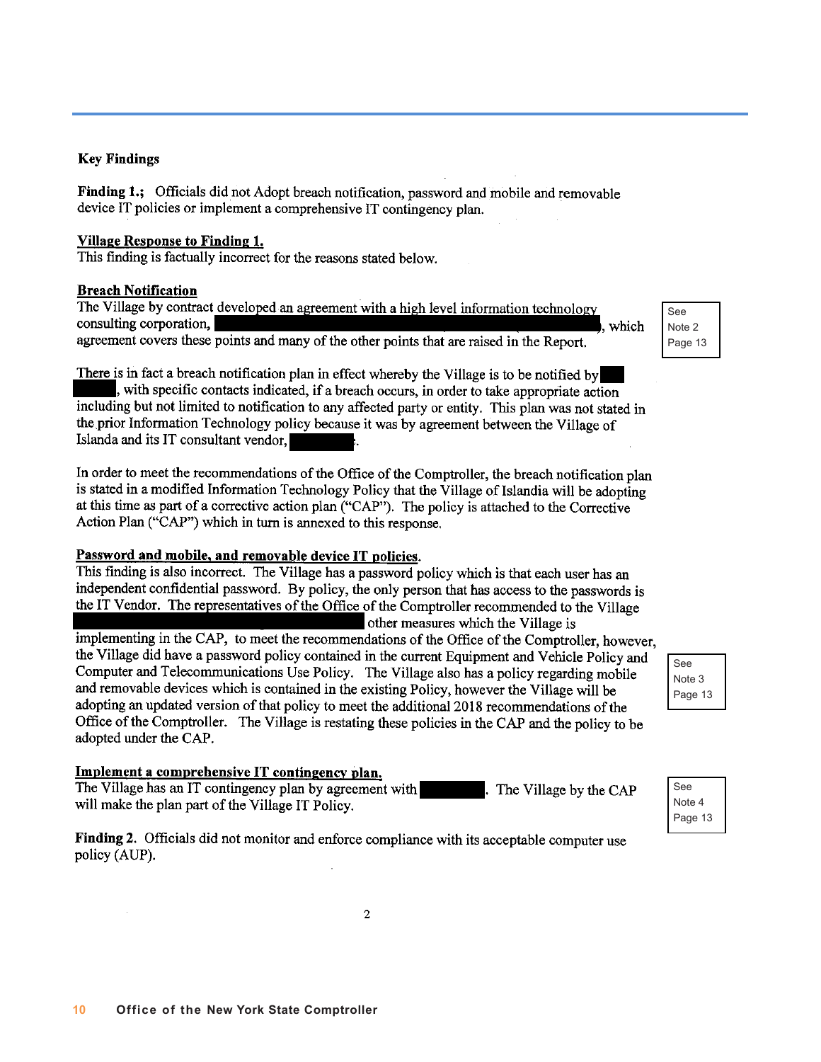**Key Findings**

**Finding 1.;** Officials did not Adopt breach notification, password and mobile and removable device IT policies or implement a comprehensive IT contingency plan.

**Village Response to Finding 1.**

This finding is factually incorrect for the reasons stated below.

**Breach Notification**

The Village by contract developed an agreement with a high level information technology consulting corporation, ███████████████████████, which agreement covers these points and many of the other points that are raised in the Report.

See Note 2 Page 13

There is in fact a breach notification plan in effect whereby the Village is to be notified by ███ ████, with specific contacts indicated, if a breach occurs, in order to take appropriate action including but not limited to notification to any affected party or entity. This plan was not stated in the prior Information Technology policy because it was by agreement between the Village of Islanda and its IT consultant vendor, ██████.

In order to meet the recommendations of the Office of the Comptroller, the breach notification plan is stated in a modified Information Technology Policy that the Village of Islandia will be adopting at this time as part of a corrective action plan ("CAP"). The policy is attached to the Corrective Action Plan ("CAP") which in turn is annexed to this response.

**Password and mobile, and removable device IT policies.**

This finding is also incorrect. The Village has a password policy which is that each user has an independent confidential password. By policy, the only person that has access to the passwords is the IT Vendor. The representatives of the Office of the Comptroller recommended to the Village ███████████████████ other measures which the Village is implementing in the CAP, to meet the recommendations of the Office of the Comptroller, however, the Village did have a password policy contained in the current Equipment and Vehicle Policy and Computer and Telecommunications Use Policy. The Village also has a policy regarding mobile and removable devices which is contained in the existing Policy, however the Village will be adopting an updated version of that policy to meet the additional 2018 recommendations of the Office of the Comptroller. The Village is restating these policies in the CAP and the policy to be adopted under the CAP.

See Note 3 Page 13

**Implement a comprehensive IT contingency plan.**

The Village has an IT contingency plan by agreement with ██████. The Village by the CAP will make the plan part of the Village IT Policy.

See Note 4 Page 13

**Finding 2.** Officials did not monitor and enforce compliance with its acceptable computer use policy (AUP).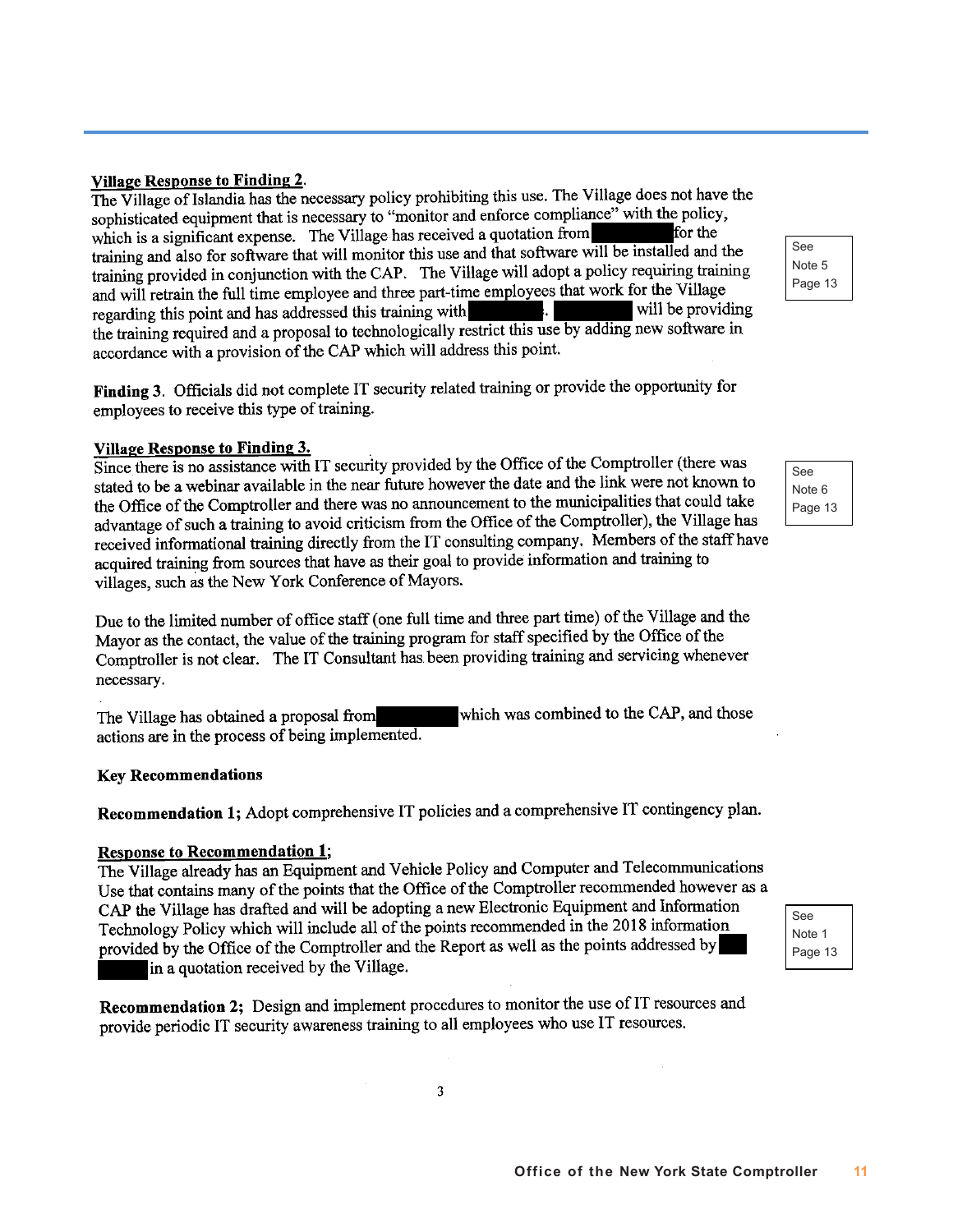**Village Response to Finding 2.**

The Village of Islandia has the necessary policy prohibiting this use. The Village does not have the sophisticated equipment that is necessary to "monitor and enforce compliance" with the policy, which is a significant expense. The Village has received a quotation from ██████ for the training and also for software that will monitor this use and that software will be installed and the training provided in conjunction with the CAP. The Village will adopt a policy requiring training and will retrain the full time employee and three part-time employees that work for the Village regarding this point and has addressed this training with ██████. ██████ will be providing the training required and a proposal to technologically restrict this use by adding new software in accordance with a provision of the CAP which will address this point.

See Note 5 Page 13

**Finding 3.** Officials did not complete IT security related training or provide the opportunity for employees to receive this type of training.

**Village Response to Finding 3.**

Since there is no assistance with IT security provided by the Office of the Comptroller (there was stated to be a webinar available in the near future however the date and the link were not known to the Office of the Comptroller and there was no announcement to the municipalities that could take advantage of such a training to avoid criticism from the Office of the Comptroller), the Village has received informational training directly from the IT consulting company. Members of the staff have acquired training from sources that have as their goal to provide information and training to villages, such as the New York Conference of Mayors.

See Note 6 Page 13

Due to the limited number of office staff (one full time and three part time) of the Village and the Mayor as the contact, the value of the training program for staff specified by the Office of the Comptroller is not clear. The IT Consultant has been providing training and servicing whenever necessary.

The Village has obtained a proposal from ██████ which was combined to the CAP, and those actions are in the process of being implemented.

**Key Recommendations**

**Recommendation 1;** Adopt comprehensive IT policies and a comprehensive IT contingency plan.

**Response to Recommendation 1;**

The Village already has an Equipment and Vehicle Policy and Computer and Telecommunications Use that contains many of the points that the Office of the Comptroller recommended however as a CAP the Village has drafted and will be adopting a new Electronic Equipment and Information Technology Policy which will include all of the points recommended in the 2018 information provided by the Office of the Comptroller and the Report as well as the points addressed by ██████ in a quotation received by the Village.

See Note 1 Page 13

**Recommendation 2;** Design and implement procedures to monitor the use of IT resources and provide periodic IT security awareness training to all employees who use IT resources.

3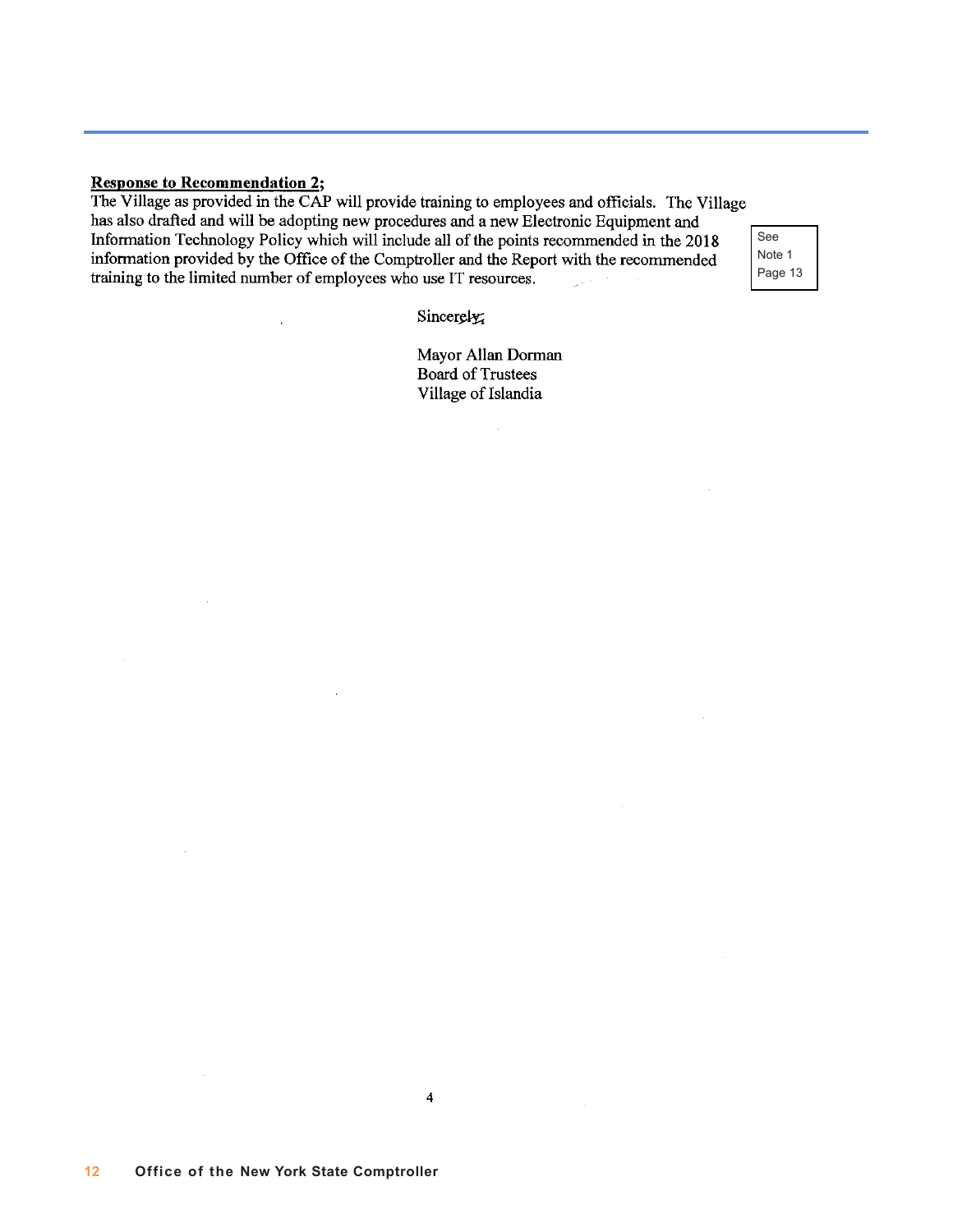**Response to Recommendation 2;**

The Village as provided in the CAP will provide training to employees and officials. The Village has also drafted and will be adopting new procedures and a new Electronic Equipment and Information Technology Policy which will include all of the points recommended in the 2018 information provided by the Office of the Comptroller and the Report with the recommended training to the limited number of employees who use IT resources.

See Note 1 Page 13

Sincerely,

Mayor Allan Dorman
Board of Trustees
Village of Islandia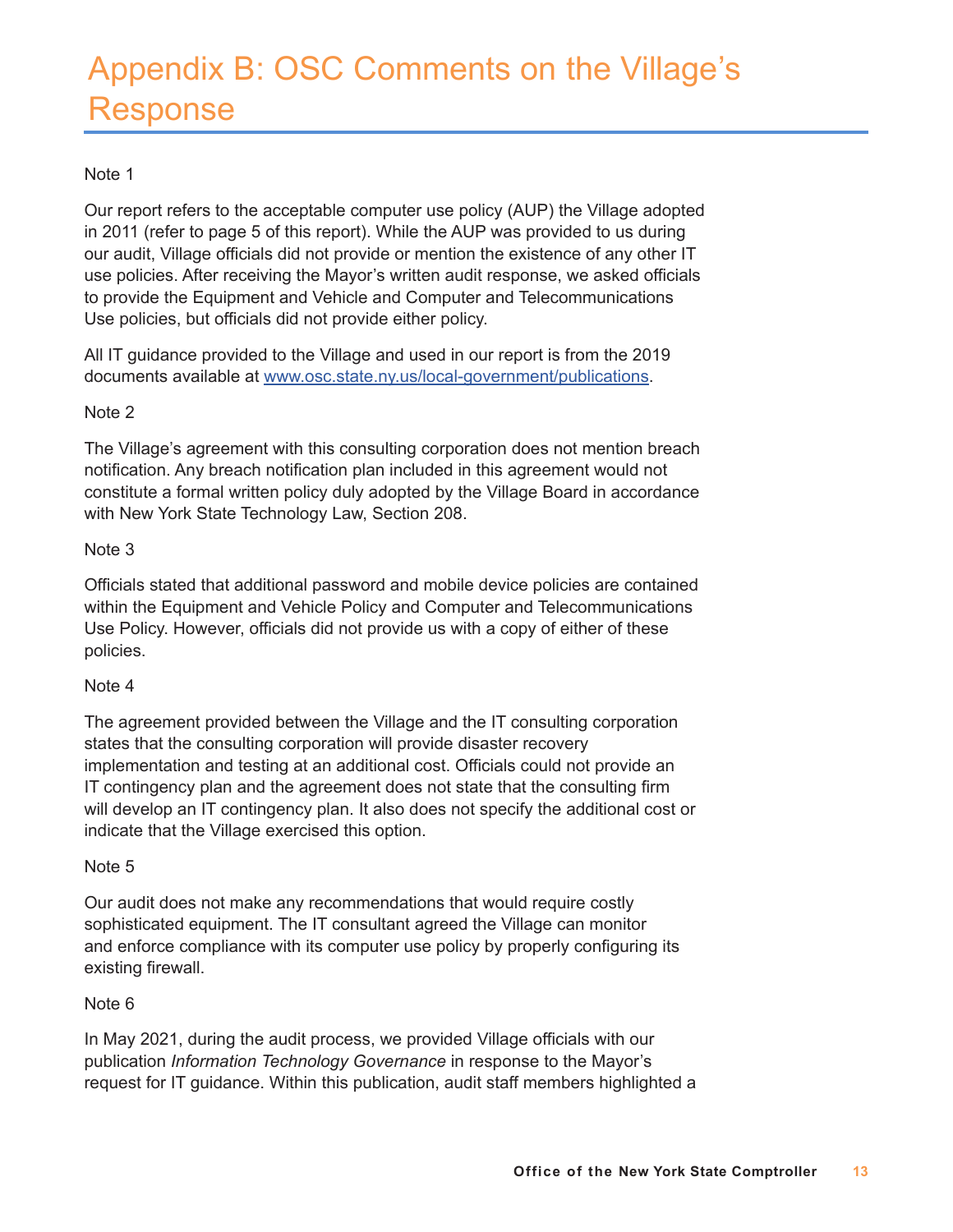# Appendix B: OSC Comments on the Village's Response

Note 1

Our report refers to the acceptable computer use policy (AUP) the Village adopted in 2011 (refer to page 5 of this report). While the AUP was provided to us during our audit, Village officials did not provide or mention the existence of any other IT use policies. After receiving the Mayor's written audit response, we asked officials to provide the Equipment and Vehicle and Computer and Telecommunications Use policies, but officials did not provide either policy.

All IT guidance provided to the Village and used in our report is from the 2019 documents available at www.osc.state.ny.us/local-government/publications.

Note 2

The Village's agreement with this consulting corporation does not mention breach notification. Any breach notification plan included in this agreement would not constitute a formal written policy duly adopted by the Village Board in accordance with New York State Technology Law, Section 208.

Note 3

Officials stated that additional password and mobile device policies are contained within the Equipment and Vehicle Policy and Computer and Telecommunications Use Policy. However, officials did not provide us with a copy of either of these policies.

Note 4

The agreement provided between the Village and the IT consulting corporation states that the consulting corporation will provide disaster recovery implementation and testing at an additional cost. Officials could not provide an IT contingency plan and the agreement does not state that the consulting firm will develop an IT contingency plan. It also does not specify the additional cost or indicate that the Village exercised this option.

Note 5

Our audit does not make any recommendations that would require costly sophisticated equipment. The IT consultant agreed the Village can monitor and enforce compliance with its computer use policy by properly configuring its existing firewall.

Note 6

In May 2021, during the audit process, we provided Village officials with our publication *Information Technology Governance* in response to the Mayor's request for IT guidance. Within this publication, audit staff members highlighted a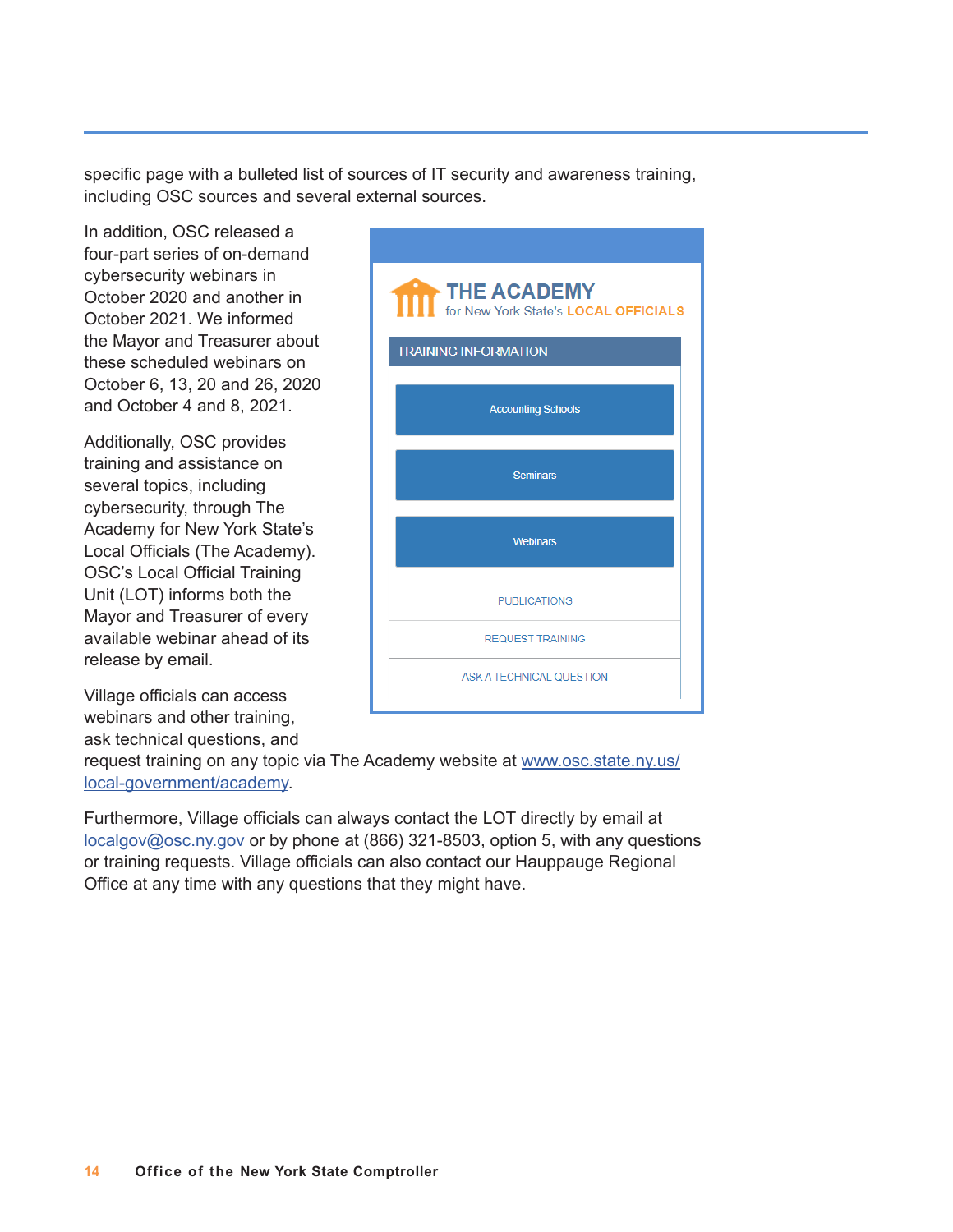specific page with a bulleted list of sources of IT security and awareness training, including OSC sources and several external sources.

In addition, OSC released a four-part series of on-demand cybersecurity webinars in October 2020 and another in October 2021. We informed the Mayor and Treasurer about these scheduled webinars on October 6, 13, 20 and 26, 2020 and October 4 and 8, 2021.

Additionally, OSC provides training and assistance on several topics, including cybersecurity, through The Academy for New York State's Local Officials (The Academy). OSC's Local Official Training Unit (LOT) informs both the Mayor and Treasurer of every available webinar ahead of its release by email.

THE ACADEMY
for New York State's LOCAL OFFICIALS

TRAINING INFORMATION

- Accounting Schools
- Seminars
- Webinars
- PUBLICATIONS
- REQUEST TRAINING
- ASK A TECHNICAL QUESTION

Village officials can access webinars and other training, ask technical questions, and request training on any topic via The Academy website at www.osc.state.ny.us/local-government/academy.

Furthermore, Village officials can always contact the LOT directly by email at localgov@osc.ny.gov or by phone at (866) 321-8503, option 5, with any questions or training requests. Village officials can also contact our Hauppauge Regional Office at any time with any questions that they might have.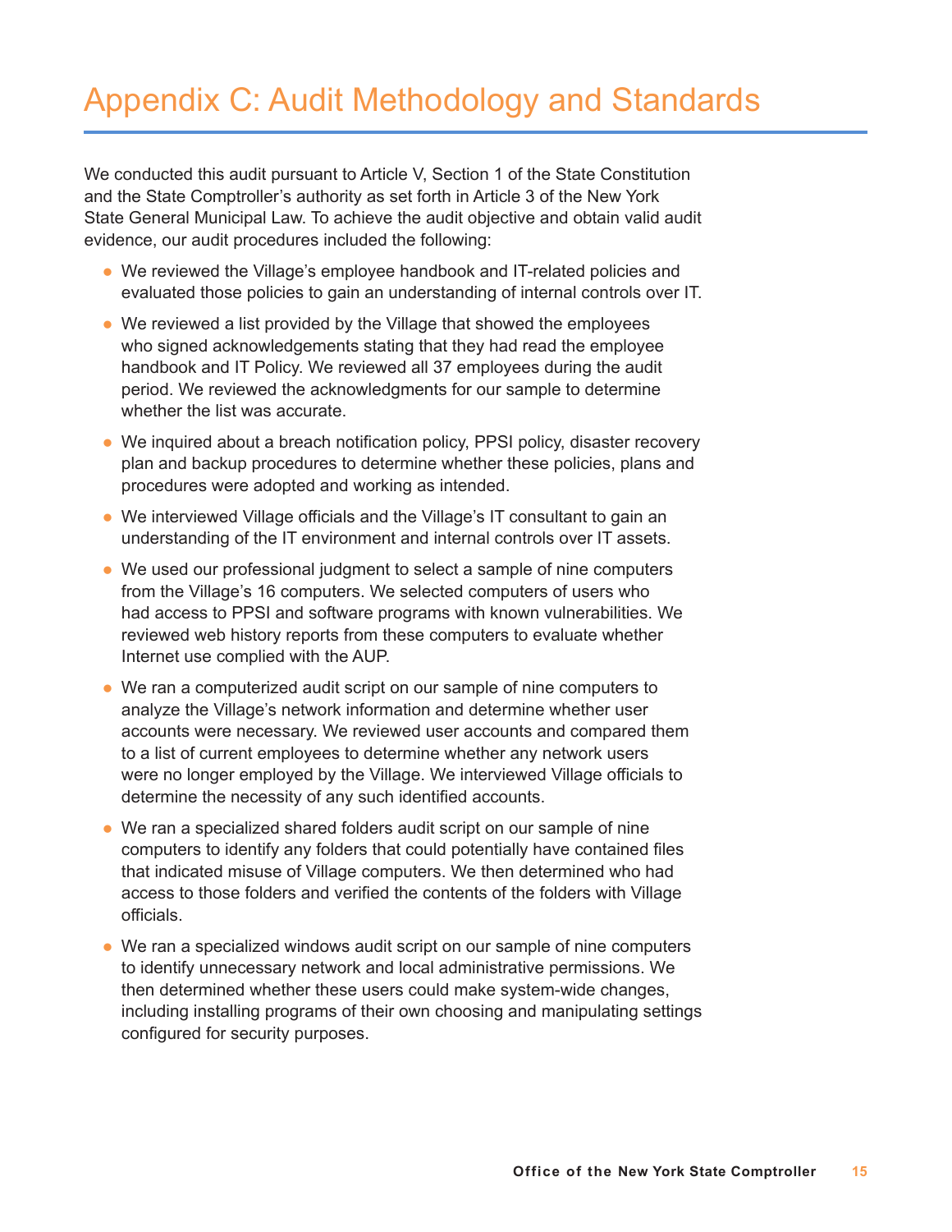# Appendix C: Audit Methodology and Standards

We conducted this audit pursuant to Article V, Section 1 of the State Constitution and the State Comptroller's authority as set forth in Article 3 of the New York State General Municipal Law. To achieve the audit objective and obtain valid audit evidence, our audit procedures included the following:

- We reviewed the Village's employee handbook and IT-related policies and evaluated those policies to gain an understanding of internal controls over IT.
- We reviewed a list provided by the Village that showed the employees who signed acknowledgements stating that they had read the employee handbook and IT Policy. We reviewed all 37 employees during the audit period. We reviewed the acknowledgments for our sample to determine whether the list was accurate.
- We inquired about a breach notification policy, PPSI policy, disaster recovery plan and backup procedures to determine whether these policies, plans and procedures were adopted and working as intended.
- We interviewed Village officials and the Village's IT consultant to gain an understanding of the IT environment and internal controls over IT assets.
- We used our professional judgment to select a sample of nine computers from the Village's 16 computers. We selected computers of users who had access to PPSI and software programs with known vulnerabilities. We reviewed web history reports from these computers to evaluate whether Internet use complied with the AUP.
- We ran a computerized audit script on our sample of nine computers to analyze the Village's network information and determine whether user accounts were necessary. We reviewed user accounts and compared them to a list of current employees to determine whether any network users were no longer employed by the Village. We interviewed Village officials to determine the necessity of any such identified accounts.
- We ran a specialized shared folders audit script on our sample of nine computers to identify any folders that could potentially have contained files that indicated misuse of Village computers. We then determined who had access to those folders and verified the contents of the folders with Village officials.
- We ran a specialized windows audit script on our sample of nine computers to identify unnecessary network and local administrative permissions. We then determined whether these users could make system-wide changes, including installing programs of their own choosing and manipulating settings configured for security purposes.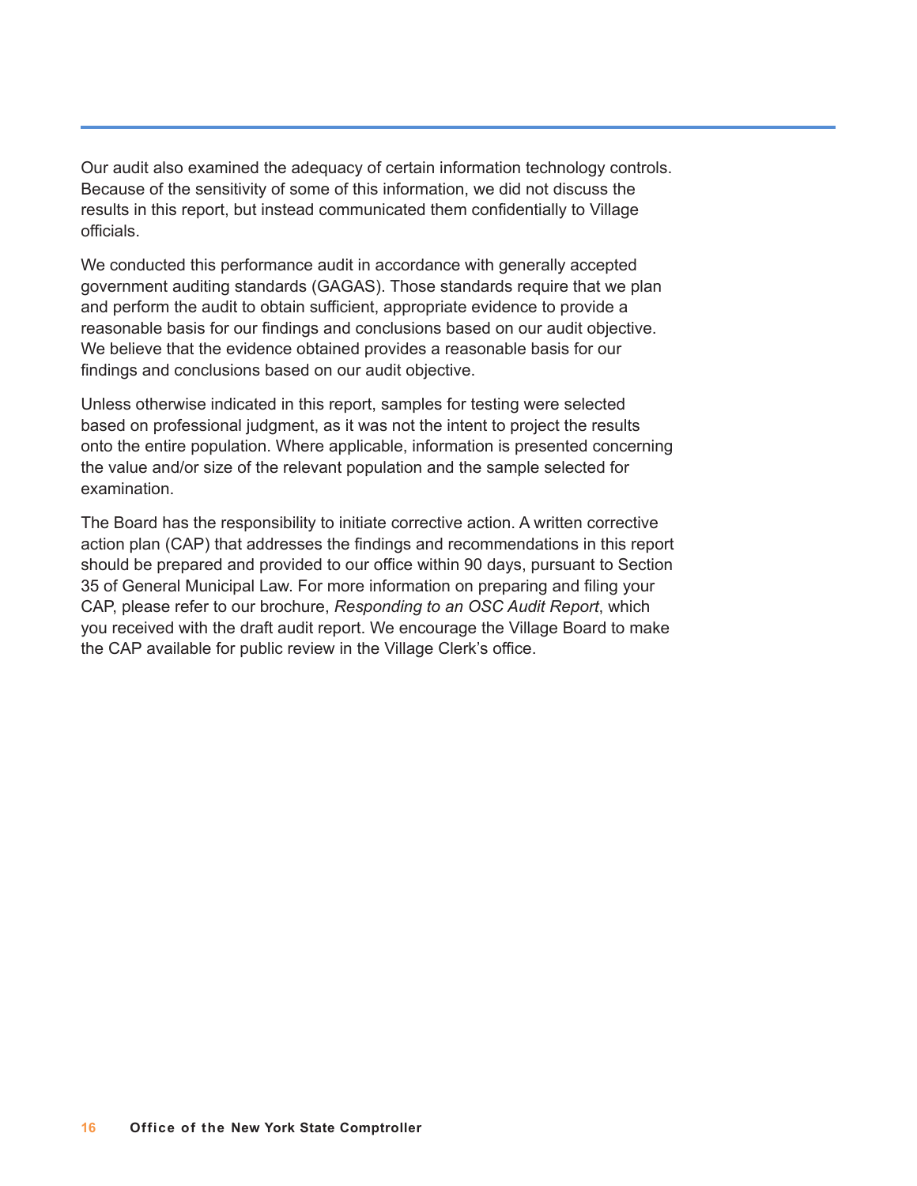Our audit also examined the adequacy of certain information technology controls. Because of the sensitivity of some of this information, we did not discuss the results in this report, but instead communicated them confidentially to Village officials.

We conducted this performance audit in accordance with generally accepted government auditing standards (GAGAS). Those standards require that we plan and perform the audit to obtain sufficient, appropriate evidence to provide a reasonable basis for our findings and conclusions based on our audit objective. We believe that the evidence obtained provides a reasonable basis for our findings and conclusions based on our audit objective.

Unless otherwise indicated in this report, samples for testing were selected based on professional judgment, as it was not the intent to project the results onto the entire population. Where applicable, information is presented concerning the value and/or size of the relevant population and the sample selected for examination.

The Board has the responsibility to initiate corrective action. A written corrective action plan (CAP) that addresses the findings and recommendations in this report should be prepared and provided to our office within 90 days, pursuant to Section 35 of General Municipal Law. For more information on preparing and filing your CAP, please refer to our brochure, *Responding to an OSC Audit Report*, which you received with the draft audit report. We encourage the Village Board to make the CAP available for public review in the Village Clerk's office.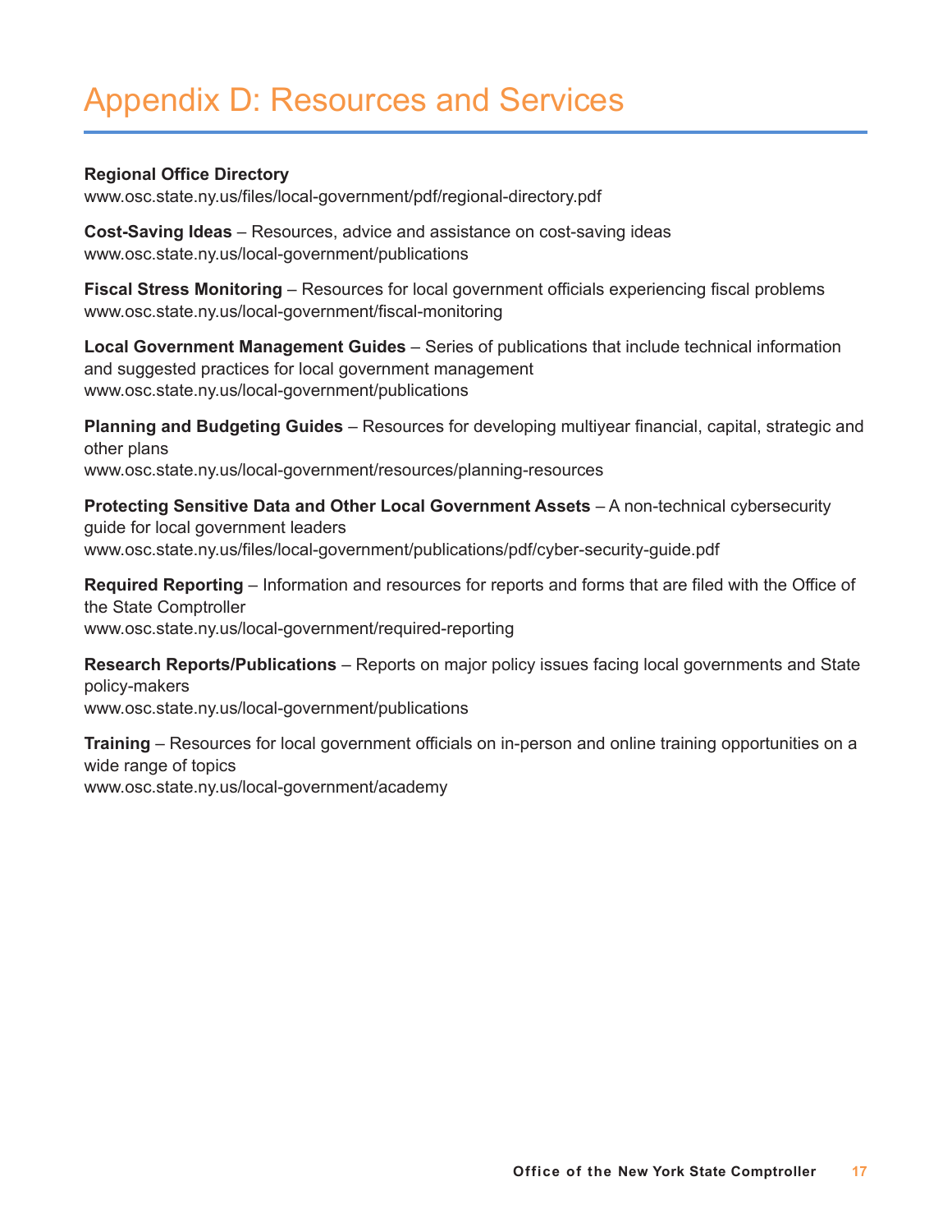# Appendix D: Resources and Services

**Regional Office Directory**
www.osc.state.ny.us/files/local-government/pdf/regional-directory.pdf

**Cost-Saving Ideas** – Resources, advice and assistance on cost-saving ideas
www.osc.state.ny.us/local-government/publications

**Fiscal Stress Monitoring** – Resources for local government officials experiencing fiscal problems
www.osc.state.ny.us/local-government/fiscal-monitoring

**Local Government Management Guides** – Series of publications that include technical information and suggested practices for local government management
www.osc.state.ny.us/local-government/publications

**Planning and Budgeting Guides** – Resources for developing multiyear financial, capital, strategic and other plans
www.osc.state.ny.us/local-government/resources/planning-resources

**Protecting Sensitive Data and Other Local Government Assets** – A non-technical cybersecurity guide for local government leaders
www.osc.state.ny.us/files/local-government/publications/pdf/cyber-security-guide.pdf

**Required Reporting** – Information and resources for reports and forms that are filed with the Office of the State Comptroller
www.osc.state.ny.us/local-government/required-reporting

**Research Reports/Publications** – Reports on major policy issues facing local governments and State policy-makers
www.osc.state.ny.us/local-government/publications

**Training** – Resources for local government officials on in-person and online training opportunities on a wide range of topics
www.osc.state.ny.us/local-government/academy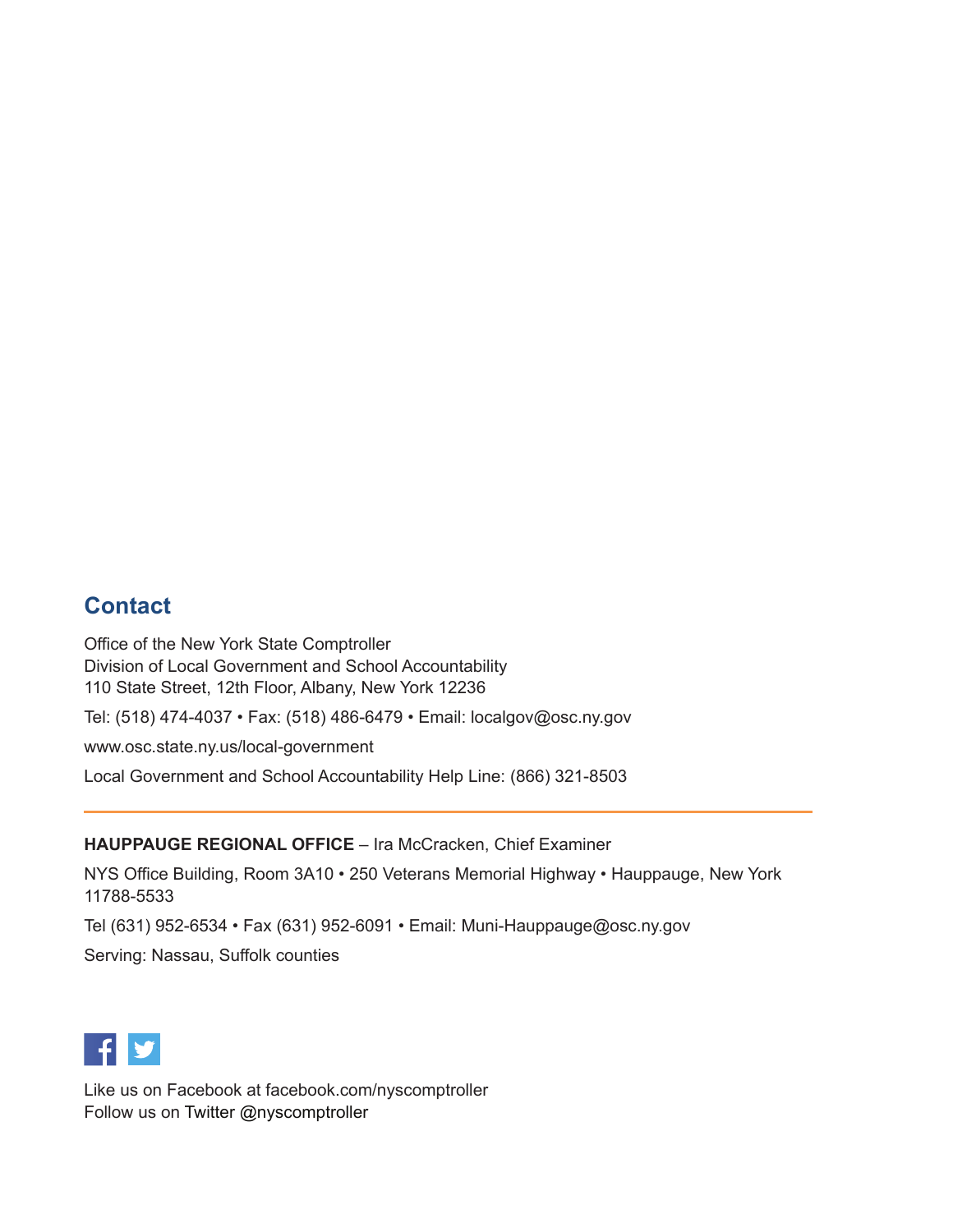## Contact

Office of the New York State Comptroller
Division of Local Government and School Accountability
110 State Street, 12th Floor, Albany, New York 12236

Tel: (518) 474-4037 • Fax: (518) 486-6479 • Email: localgov@osc.ny.gov

www.osc.state.ny.us/local-government

Local Government and School Accountability Help Line: (866) 321-8503

---

**HAUPPAUGE REGIONAL OFFICE** – Ira McCracken, Chief Examiner

NYS Office Building, Room 3A10 • 250 Veterans Memorial Highway • Hauppauge, New York 11788-5533

Tel (631) 952-6534 • Fax (631) 952-6091 • Email: Muni-Hauppauge@osc.ny.gov

Serving: Nassau, Suffolk counties

Like us on Facebook at facebook.com/nyscomptroller
Follow us on Twitter @nyscomptroller